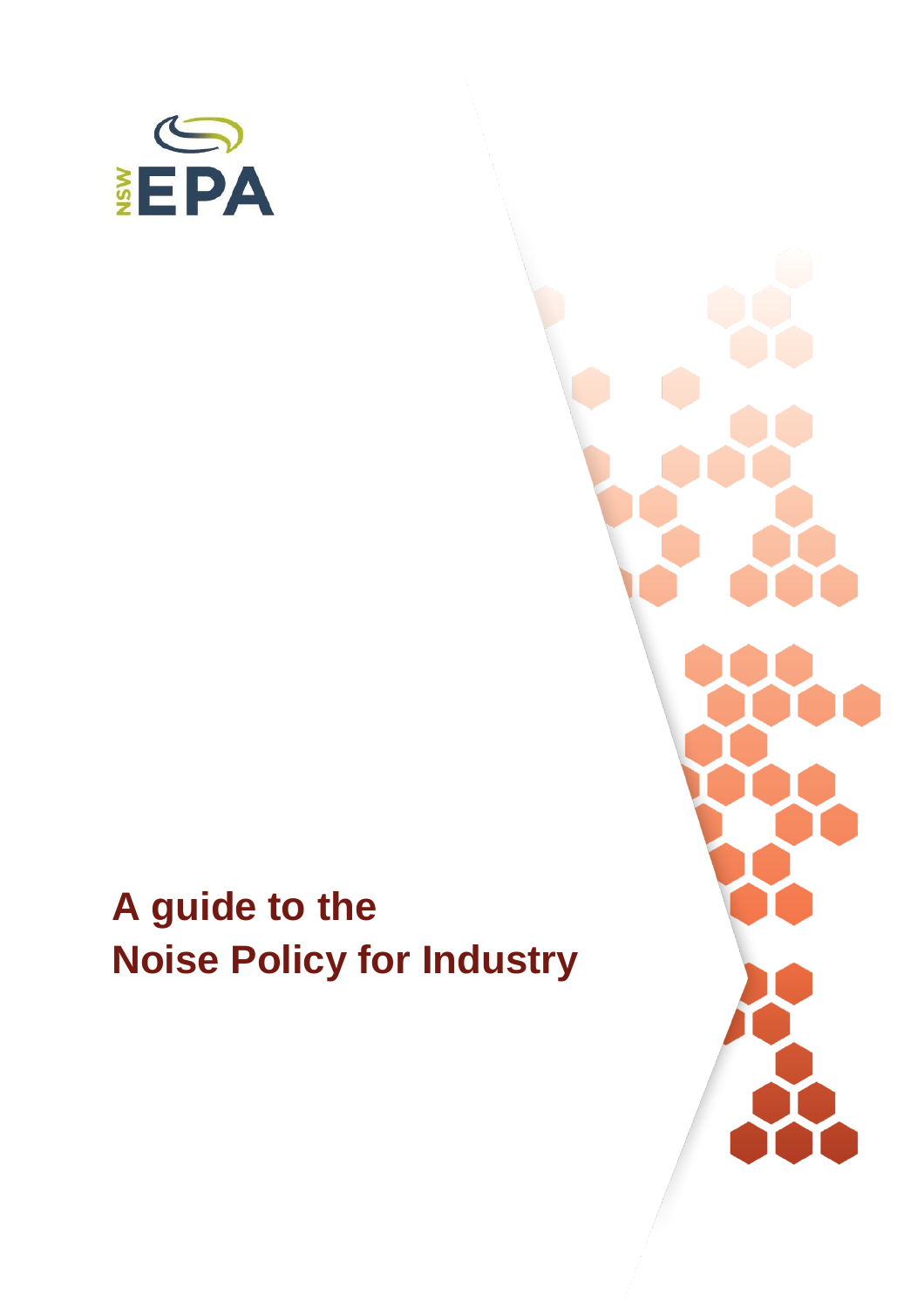NSW EPA

# A guide to the Noise Policy for Industry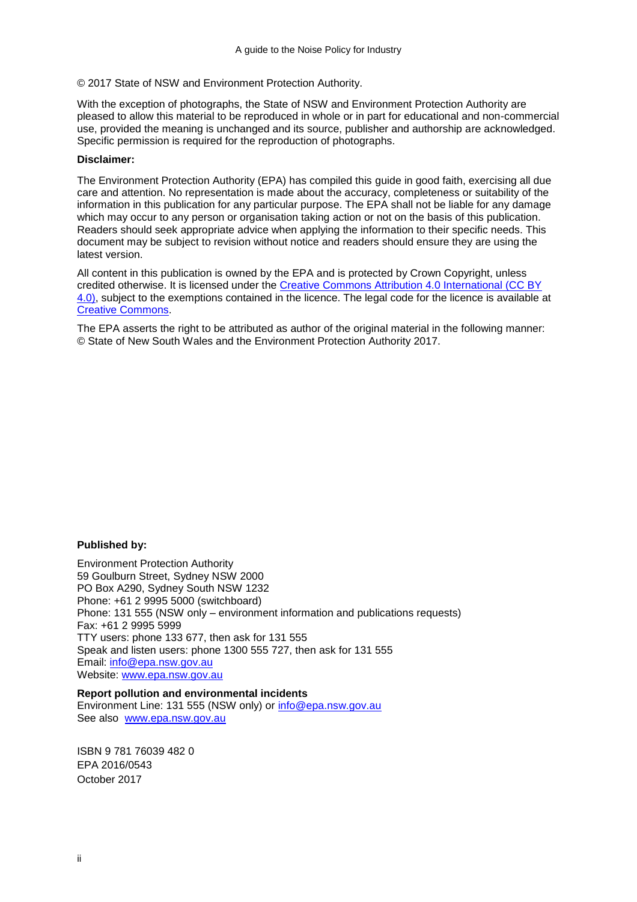© 2017 State of NSW and Environment Protection Authority.

With the exception of photographs, the State of NSW and Environment Protection Authority are pleased to allow this material to be reproduced in whole or in part for educational and non-commercial use, provided the meaning is unchanged and its source, publisher and authorship are acknowledged. Specific permission is required for the reproduction of photographs.

**Disclaimer:**

The Environment Protection Authority (EPA) has compiled this guide in good faith, exercising all due care and attention. No representation is made about the accuracy, completeness or suitability of the information in this publication for any particular purpose. The EPA shall not be liable for any damage which may occur to any person or organisation taking action or not on the basis of this publication. Readers should seek appropriate advice when applying the information to their specific needs. This document may be subject to revision without notice and readers should ensure they are using the latest version.

All content in this publication is owned by the EPA and is protected by Crown Copyright, unless credited otherwise. It is licensed under the Creative Commons Attribution 4.0 International (CC BY 4.0), subject to the exemptions contained in the licence. The legal code for the licence is available at Creative Commons.

The EPA asserts the right to be attributed as author of the original material in the following manner: © State of New South Wales and the Environment Protection Authority 2017.

**Published by:**

Environment Protection Authority
59 Goulburn Street, Sydney NSW 2000
PO Box A290, Sydney South NSW 1232
Phone: +61 2 9995 5000 (switchboard)
Phone: 131 555 (NSW only – environment information and publications requests)
Fax: +61 2 9995 5999
TTY users: phone 133 677, then ask for 131 555
Speak and listen users: phone 1300 555 727, then ask for 131 555
Email: info@epa.nsw.gov.au
Website: www.epa.nsw.gov.au

**Report pollution and environmental incidents**
Environment Line: 131 555 (NSW only) or info@epa.nsw.gov.au
See also www.epa.nsw.gov.au

ISBN 9 781 76039 482 0
EPA 2016/0543
October 2017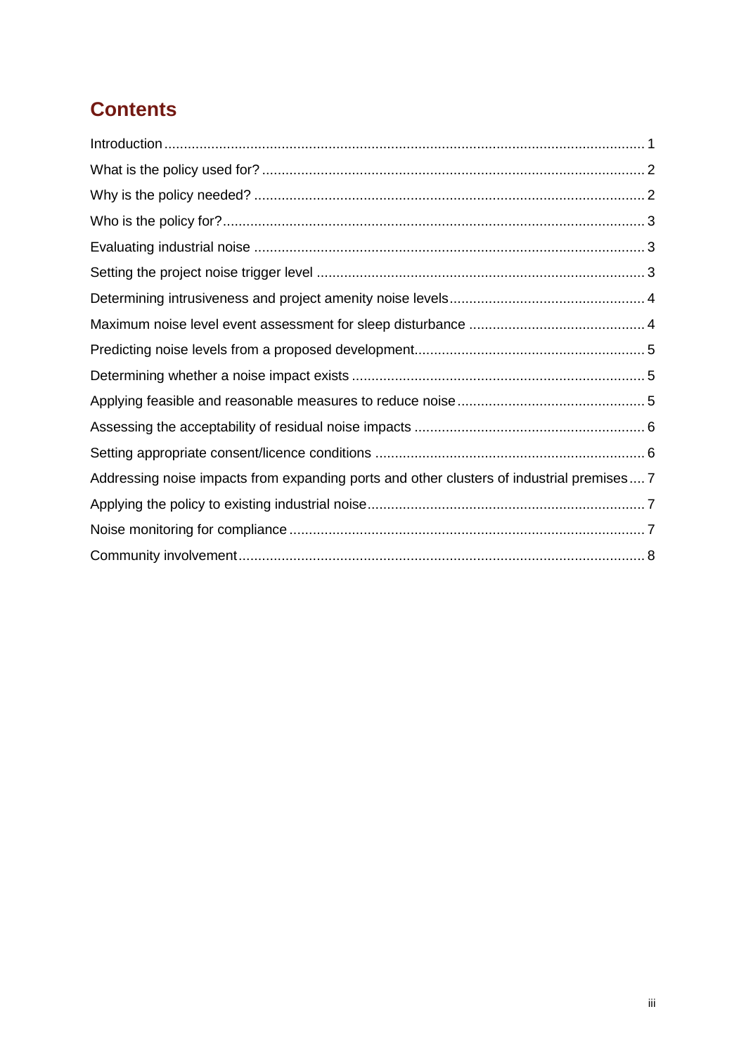# Contents

Introduction ........................................................................................................................ 1

What is the policy used for? ................................................................................................ 2

Why is the policy needed? ................................................................................................... 2

Who is the policy for? ........................................................................................................... 3

Evaluating industrial noise ................................................................................................... 3

Setting the project noise trigger level ................................................................................... 3

Determining intrusiveness and project amenity noise levels ................................................ 4

Maximum noise level event assessment for sleep disturbance ............................................ 4

Predicting noise levels from a proposed development .......................................................... 5

Determining whether a noise impact exists .......................................................................... 5

Applying feasible and reasonable measures to reduce noise ............................................... 5

Assessing the acceptability of residual noise impacts .......................................................... 6

Setting appropriate consent/licence conditions .................................................................... 6

Addressing noise impacts from expanding ports and other clusters of industrial premises .... 7

Applying the policy to existing industrial noise ...................................................................... 7

Noise monitoring for compliance .......................................................................................... 7

Community involvement ....................................................................................................... 8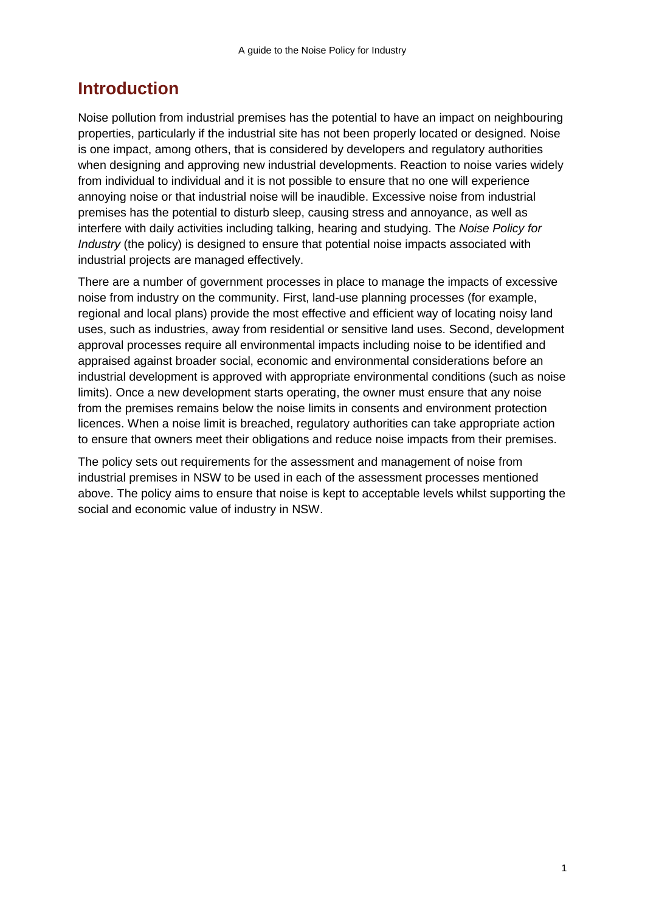## Introduction

Noise pollution from industrial premises has the potential to have an impact on neighbouring properties, particularly if the industrial site has not been properly located or designed. Noise is one impact, among others, that is considered by developers and regulatory authorities when designing and approving new industrial developments. Reaction to noise varies widely from individual to individual and it is not possible to ensure that no one will experience annoying noise or that industrial noise will be inaudible. Excessive noise from industrial premises has the potential to disturb sleep, causing stress and annoyance, as well as interfere with daily activities including talking, hearing and studying. The *Noise Policy for Industry* (the policy) is designed to ensure that potential noise impacts associated with industrial projects are managed effectively.

There are a number of government processes in place to manage the impacts of excessive noise from industry on the community. First, land-use planning processes (for example, regional and local plans) provide the most effective and efficient way of locating noisy land uses, such as industries, away from residential or sensitive land uses. Second, development approval processes require all environmental impacts including noise to be identified and appraised against broader social, economic and environmental considerations before an industrial development is approved with appropriate environmental conditions (such as noise limits). Once a new development starts operating, the owner must ensure that any noise from the premises remains below the noise limits in consents and environment protection licences. When a noise limit is breached, regulatory authorities can take appropriate action to ensure that owners meet their obligations and reduce noise impacts from their premises.

The policy sets out requirements for the assessment and management of noise from industrial premises in NSW to be used in each of the assessment processes mentioned above. The policy aims to ensure that noise is kept to acceptable levels whilst supporting the social and economic value of industry in NSW.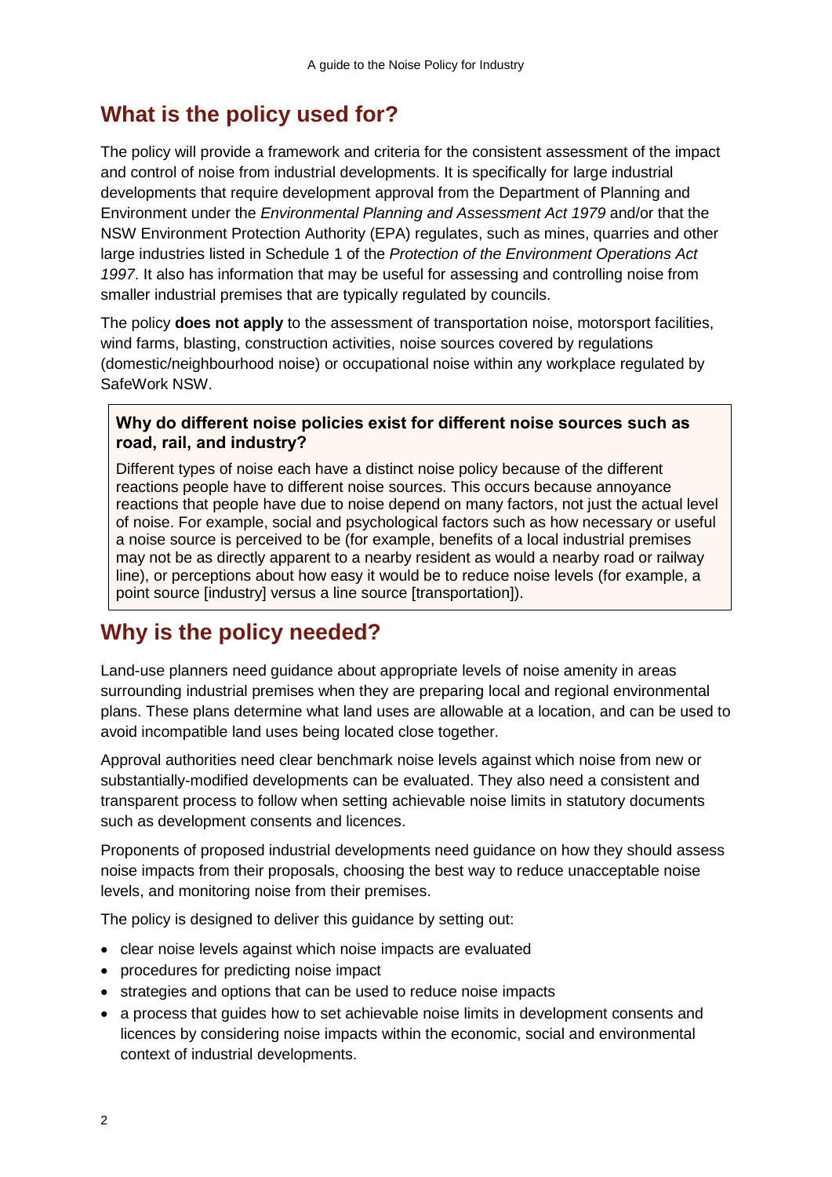## What is the policy used for?

The policy will provide a framework and criteria for the consistent assessment of the impact and control of noise from industrial developments. It is specifically for large industrial developments that require development approval from the Department of Planning and Environment under the *Environmental Planning and Assessment Act 1979* and/or that the NSW Environment Protection Authority (EPA) regulates, such as mines, quarries and other large industries listed in Schedule 1 of the *Protection of the Environment Operations Act 1997*. It also has information that may be useful for assessing and controlling noise from smaller industrial premises that are typically regulated by councils.

The policy **does not apply** to the assessment of transportation noise, motorsport facilities, wind farms, blasting, construction activities, noise sources covered by regulations (domestic/neighbourhood noise) or occupational noise within any workplace regulated by SafeWork NSW.

> **Why do different noise policies exist for different noise sources such as road, rail, and industry?**
>
> Different types of noise each have a distinct noise policy because of the different reactions people have to different noise sources. This occurs because annoyance reactions that people have due to noise depend on many factors, not just the actual level of noise. For example, social and psychological factors such as how necessary or useful a noise source is perceived to be (for example, benefits of a local industrial premises may not be as directly apparent to a nearby resident as would a nearby road or railway line), or perceptions about how easy it would be to reduce noise levels (for example, a point source [industry] versus a line source [transportation]).

## Why is the policy needed?

Land-use planners need guidance about appropriate levels of noise amenity in areas surrounding industrial premises when they are preparing local and regional environmental plans. These plans determine what land uses are allowable at a location, and can be used to avoid incompatible land uses being located close together.

Approval authorities need clear benchmark noise levels against which noise from new or substantially-modified developments can be evaluated. They also need a consistent and transparent process to follow when setting achievable noise limits in statutory documents such as development consents and licences.

Proponents of proposed industrial developments need guidance on how they should assess noise impacts from their proposals, choosing the best way to reduce unacceptable noise levels, and monitoring noise from their premises.

The policy is designed to deliver this guidance by setting out:

- clear noise levels against which noise impacts are evaluated
- procedures for predicting noise impact
- strategies and options that can be used to reduce noise impacts
- a process that guides how to set achievable noise limits in development consents and licences by considering noise impacts within the economic, social and environmental context of industrial developments.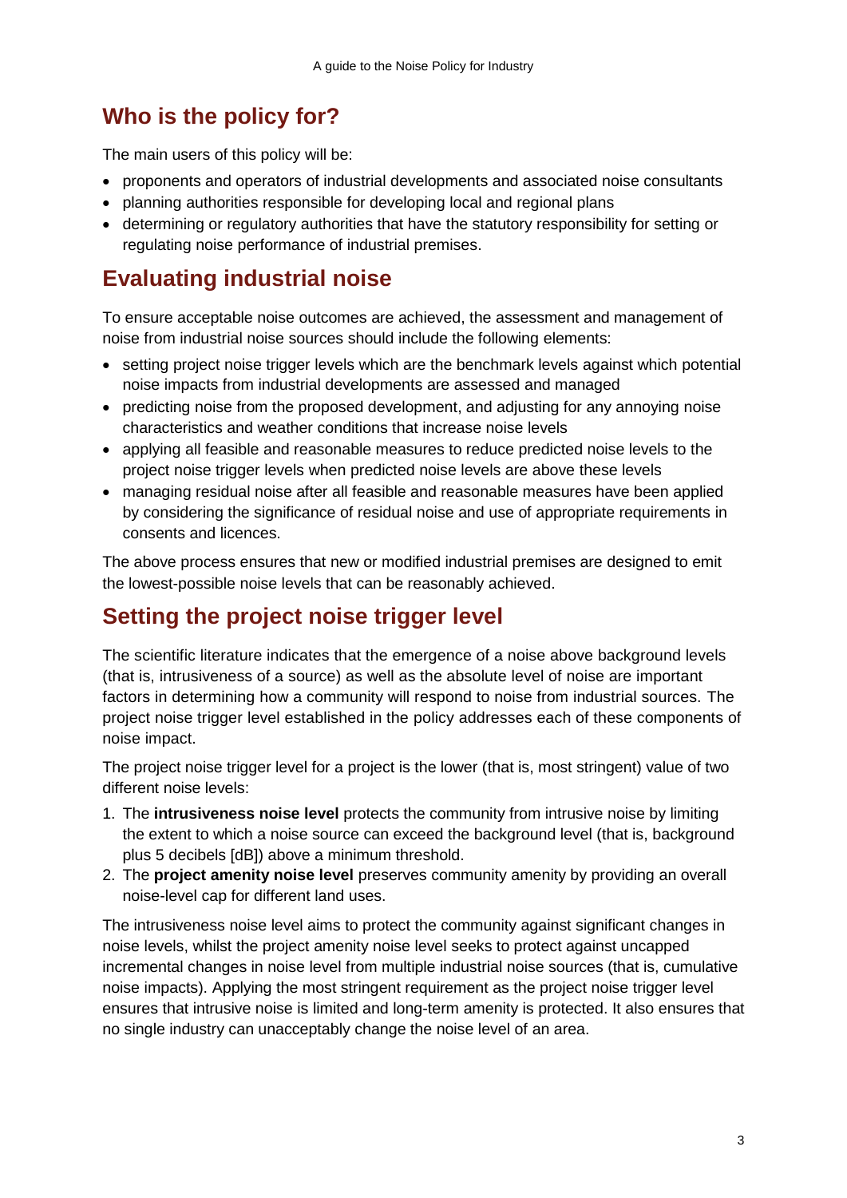## Who is the policy for?

The main users of this policy will be:

- proponents and operators of industrial developments and associated noise consultants
- planning authorities responsible for developing local and regional plans
- determining or regulatory authorities that have the statutory responsibility for setting or regulating noise performance of industrial premises.

## Evaluating industrial noise

To ensure acceptable noise outcomes are achieved, the assessment and management of noise from industrial noise sources should include the following elements:

- setting project noise trigger levels which are the benchmark levels against which potential noise impacts from industrial developments are assessed and managed
- predicting noise from the proposed development, and adjusting for any annoying noise characteristics and weather conditions that increase noise levels
- applying all feasible and reasonable measures to reduce predicted noise levels to the project noise trigger levels when predicted noise levels are above these levels
- managing residual noise after all feasible and reasonable measures have been applied by considering the significance of residual noise and use of appropriate requirements in consents and licences.

The above process ensures that new or modified industrial premises are designed to emit the lowest-possible noise levels that can be reasonably achieved.

## Setting the project noise trigger level

The scientific literature indicates that the emergence of a noise above background levels (that is, intrusiveness of a source) as well as the absolute level of noise are important factors in determining how a community will respond to noise from industrial sources. The project noise trigger level established in the policy addresses each of these components of noise impact.

The project noise trigger level for a project is the lower (that is, most stringent) value of two different noise levels:

1. The **intrusiveness noise level** protects the community from intrusive noise by limiting the extent to which a noise source can exceed the background level (that is, background plus 5 decibels [dB]) above a minimum threshold.
2. The **project amenity noise level** preserves community amenity by providing an overall noise-level cap for different land uses.

The intrusiveness noise level aims to protect the community against significant changes in noise levels, whilst the project amenity noise level seeks to protect against uncapped incremental changes in noise level from multiple industrial noise sources (that is, cumulative noise impacts). Applying the most stringent requirement as the project noise trigger level ensures that intrusive noise is limited and long-term amenity is protected. It also ensures that no single industry can unacceptably change the noise level of an area.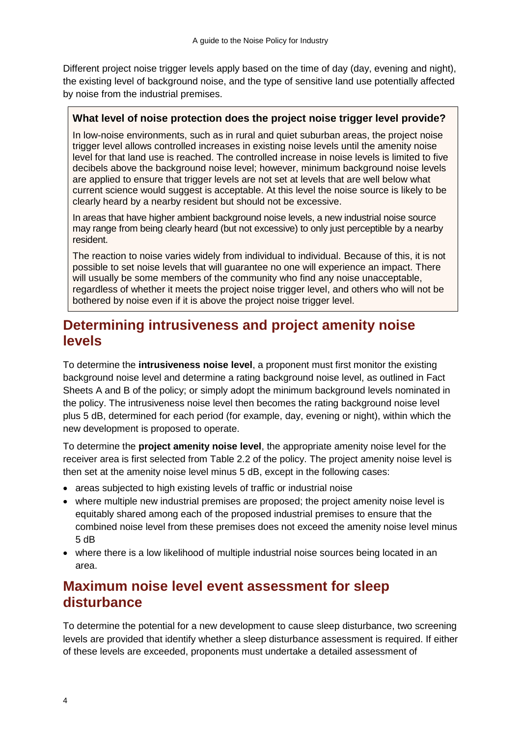Different project noise trigger levels apply based on the time of day (day, evening and night), the existing level of background noise, and the type of sensitive land use potentially affected by noise from the industrial premises.

> **What level of noise protection does the project noise trigger level provide?**
>
> In low-noise environments, such as in rural and quiet suburban areas, the project noise trigger level allows controlled increases in existing noise levels until the amenity noise level for that land use is reached. The controlled increase in noise levels is limited to five decibels above the background noise level; however, minimum background noise levels are applied to ensure that trigger levels are not set at levels that are well below what current science would suggest is acceptable. At this level the noise source is likely to be clearly heard by a nearby resident but should not be excessive.
>
> In areas that have higher ambient background noise levels, a new industrial noise source may range from being clearly heard (but not excessive) to only just perceptible by a nearby resident.
>
> The reaction to noise varies widely from individual to individual. Because of this, it is not possible to set noise levels that will guarantee no one will experience an impact. There will usually be some members of the community who find any noise unacceptable, regardless of whether it meets the project noise trigger level, and others who will not be bothered by noise even if it is above the project noise trigger level.

## Determining intrusiveness and project amenity noise levels

To determine the **intrusiveness noise level**, a proponent must first monitor the existing background noise level and determine a rating background noise level, as outlined in Fact Sheets A and B of the policy; or simply adopt the minimum background levels nominated in the policy. The intrusiveness noise level then becomes the rating background noise level plus 5 dB, determined for each period (for example, day, evening or night), within which the new development is proposed to operate.

To determine the **project amenity noise level**, the appropriate amenity noise level for the receiver area is first selected from Table 2.2 of the policy. The project amenity noise level is then set at the amenity noise level minus 5 dB, except in the following cases:

- areas subjected to high existing levels of traffic or industrial noise
- where multiple new industrial premises are proposed; the project amenity noise level is equitably shared among each of the proposed industrial premises to ensure that the combined noise level from these premises does not exceed the amenity noise level minus 5 dB
- where there is a low likelihood of multiple industrial noise sources being located in an area.

## Maximum noise level event assessment for sleep disturbance

To determine the potential for a new development to cause sleep disturbance, two screening levels are provided that identify whether a sleep disturbance assessment is required. If either of these levels are exceeded, proponents must undertake a detailed assessment of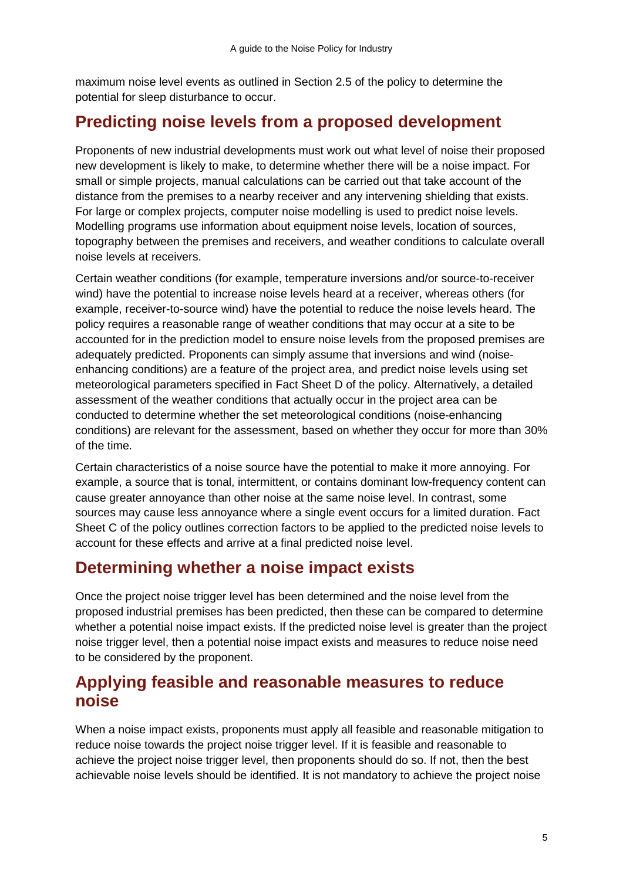maximum noise level events as outlined in Section 2.5 of the policy to determine the potential for sleep disturbance to occur.

## Predicting noise levels from a proposed development

Proponents of new industrial developments must work out what level of noise their proposed new development is likely to make, to determine whether there will be a noise impact. For small or simple projects, manual calculations can be carried out that take account of the distance from the premises to a nearby receiver and any intervening shielding that exists. For large or complex projects, computer noise modelling is used to predict noise levels. Modelling programs use information about equipment noise levels, location of sources, topography between the premises and receivers, and weather conditions to calculate overall noise levels at receivers.

Certain weather conditions (for example, temperature inversions and/or source-to-receiver wind) have the potential to increase noise levels heard at a receiver, whereas others (for example, receiver-to-source wind) have the potential to reduce the noise levels heard. The policy requires a reasonable range of weather conditions that may occur at a site to be accounted for in the prediction model to ensure noise levels from the proposed premises are adequately predicted. Proponents can simply assume that inversions and wind (noise-enhancing conditions) are a feature of the project area, and predict noise levels using set meteorological parameters specified in Fact Sheet D of the policy. Alternatively, a detailed assessment of the weather conditions that actually occur in the project area can be conducted to determine whether the set meteorological conditions (noise-enhancing conditions) are relevant for the assessment, based on whether they occur for more than 30% of the time.

Certain characteristics of a noise source have the potential to make it more annoying. For example, a source that is tonal, intermittent, or contains dominant low-frequency content can cause greater annoyance than other noise at the same noise level. In contrast, some sources may cause less annoyance where a single event occurs for a limited duration. Fact Sheet C of the policy outlines correction factors to be applied to the predicted noise levels to account for these effects and arrive at a final predicted noise level.

## Determining whether a noise impact exists

Once the project noise trigger level has been determined and the noise level from the proposed industrial premises has been predicted, then these can be compared to determine whether a potential noise impact exists. If the predicted noise level is greater than the project noise trigger level, then a potential noise impact exists and measures to reduce noise need to be considered by the proponent.

## Applying feasible and reasonable measures to reduce noise

When a noise impact exists, proponents must apply all feasible and reasonable mitigation to reduce noise towards the project noise trigger level. If it is feasible and reasonable to achieve the project noise trigger level, then proponents should do so. If not, then the best achievable noise levels should be identified. It is not mandatory to achieve the project noise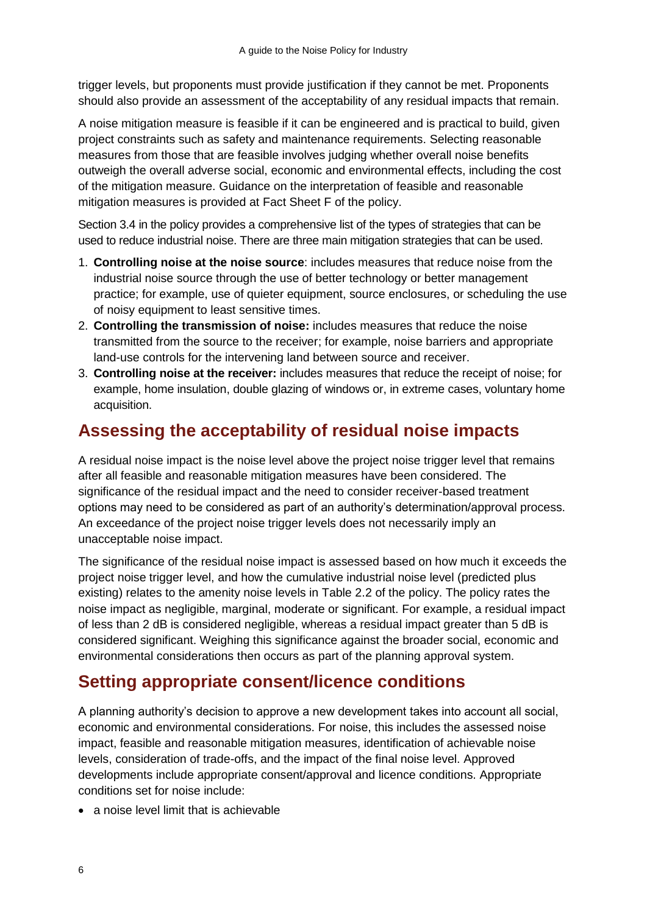trigger levels, but proponents must provide justification if they cannot be met. Proponents should also provide an assessment of the acceptability of any residual impacts that remain.

A noise mitigation measure is feasible if it can be engineered and is practical to build, given project constraints such as safety and maintenance requirements. Selecting reasonable measures from those that are feasible involves judging whether overall noise benefits outweigh the overall adverse social, economic and environmental effects, including the cost of the mitigation measure. Guidance on the interpretation of feasible and reasonable mitigation measures is provided at Fact Sheet F of the policy.

Section 3.4 in the policy provides a comprehensive list of the types of strategies that can be used to reduce industrial noise. There are three main mitigation strategies that can be used.

1. **Controlling noise at the noise source**: includes measures that reduce noise from the industrial noise source through the use of better technology or better management practice; for example, use of quieter equipment, source enclosures, or scheduling the use of noisy equipment to least sensitive times.
2. **Controlling the transmission of noise:** includes measures that reduce the noise transmitted from the source to the receiver; for example, noise barriers and appropriate land-use controls for the intervening land between source and receiver.
3. **Controlling noise at the receiver:** includes measures that reduce the receipt of noise; for example, home insulation, double glazing of windows or, in extreme cases, voluntary home acquisition.

## Assessing the acceptability of residual noise impacts

A residual noise impact is the noise level above the project noise trigger level that remains after all feasible and reasonable mitigation measures have been considered. The significance of the residual impact and the need to consider receiver-based treatment options may need to be considered as part of an authority's determination/approval process. An exceedance of the project noise trigger levels does not necessarily imply an unacceptable noise impact.

The significance of the residual noise impact is assessed based on how much it exceeds the project noise trigger level, and how the cumulative industrial noise level (predicted plus existing) relates to the amenity noise levels in Table 2.2 of the policy. The policy rates the noise impact as negligible, marginal, moderate or significant. For example, a residual impact of less than 2 dB is considered negligible, whereas a residual impact greater than 5 dB is considered significant. Weighing this significance against the broader social, economic and environmental considerations then occurs as part of the planning approval system.

## Setting appropriate consent/licence conditions

A planning authority's decision to approve a new development takes into account all social, economic and environmental considerations. For noise, this includes the assessed noise impact, feasible and reasonable mitigation measures, identification of achievable noise levels, consideration of trade-offs, and the impact of the final noise level. Approved developments include appropriate consent/approval and licence conditions. Appropriate conditions set for noise include:

- a noise level limit that is achievable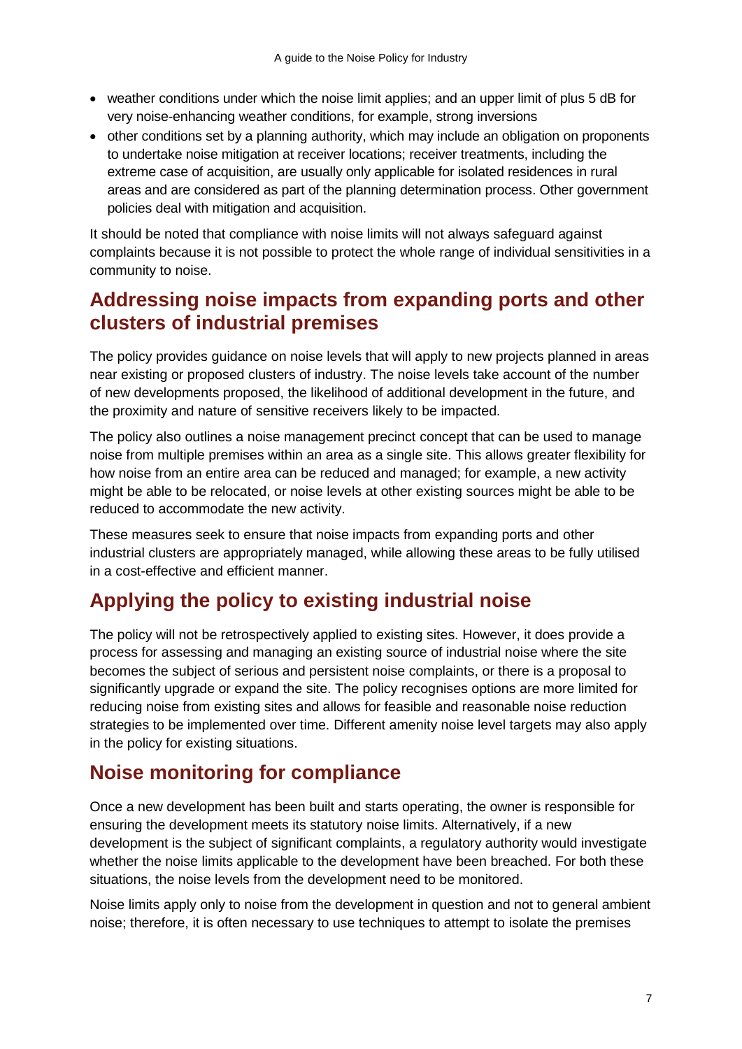- weather conditions under which the noise limit applies; and an upper limit of plus 5 dB for very noise-enhancing weather conditions, for example, strong inversions
- other conditions set by a planning authority, which may include an obligation on proponents to undertake noise mitigation at receiver locations; receiver treatments, including the extreme case of acquisition, are usually only applicable for isolated residences in rural areas and are considered as part of the planning determination process. Other government policies deal with mitigation and acquisition.

It should be noted that compliance with noise limits will not always safeguard against complaints because it is not possible to protect the whole range of individual sensitivities in a community to noise.

## Addressing noise impacts from expanding ports and other clusters of industrial premises

The policy provides guidance on noise levels that will apply to new projects planned in areas near existing or proposed clusters of industry. The noise levels take account of the number of new developments proposed, the likelihood of additional development in the future, and the proximity and nature of sensitive receivers likely to be impacted.

The policy also outlines a noise management precinct concept that can be used to manage noise from multiple premises within an area as a single site. This allows greater flexibility for how noise from an entire area can be reduced and managed; for example, a new activity might be able to be relocated, or noise levels at other existing sources might be able to be reduced to accommodate the new activity.

These measures seek to ensure that noise impacts from expanding ports and other industrial clusters are appropriately managed, while allowing these areas to be fully utilised in a cost-effective and efficient manner.

## Applying the policy to existing industrial noise

The policy will not be retrospectively applied to existing sites. However, it does provide a process for assessing and managing an existing source of industrial noise where the site becomes the subject of serious and persistent noise complaints, or there is a proposal to significantly upgrade or expand the site. The policy recognises options are more limited for reducing noise from existing sites and allows for feasible and reasonable noise reduction strategies to be implemented over time. Different amenity noise level targets may also apply in the policy for existing situations.

## Noise monitoring for compliance

Once a new development has been built and starts operating, the owner is responsible for ensuring the development meets its statutory noise limits. Alternatively, if a new development is the subject of significant complaints, a regulatory authority would investigate whether the noise limits applicable to the development have been breached. For both these situations, the noise levels from the development need to be monitored.

Noise limits apply only to noise from the development in question and not to general ambient noise; therefore, it is often necessary to use techniques to attempt to isolate the premises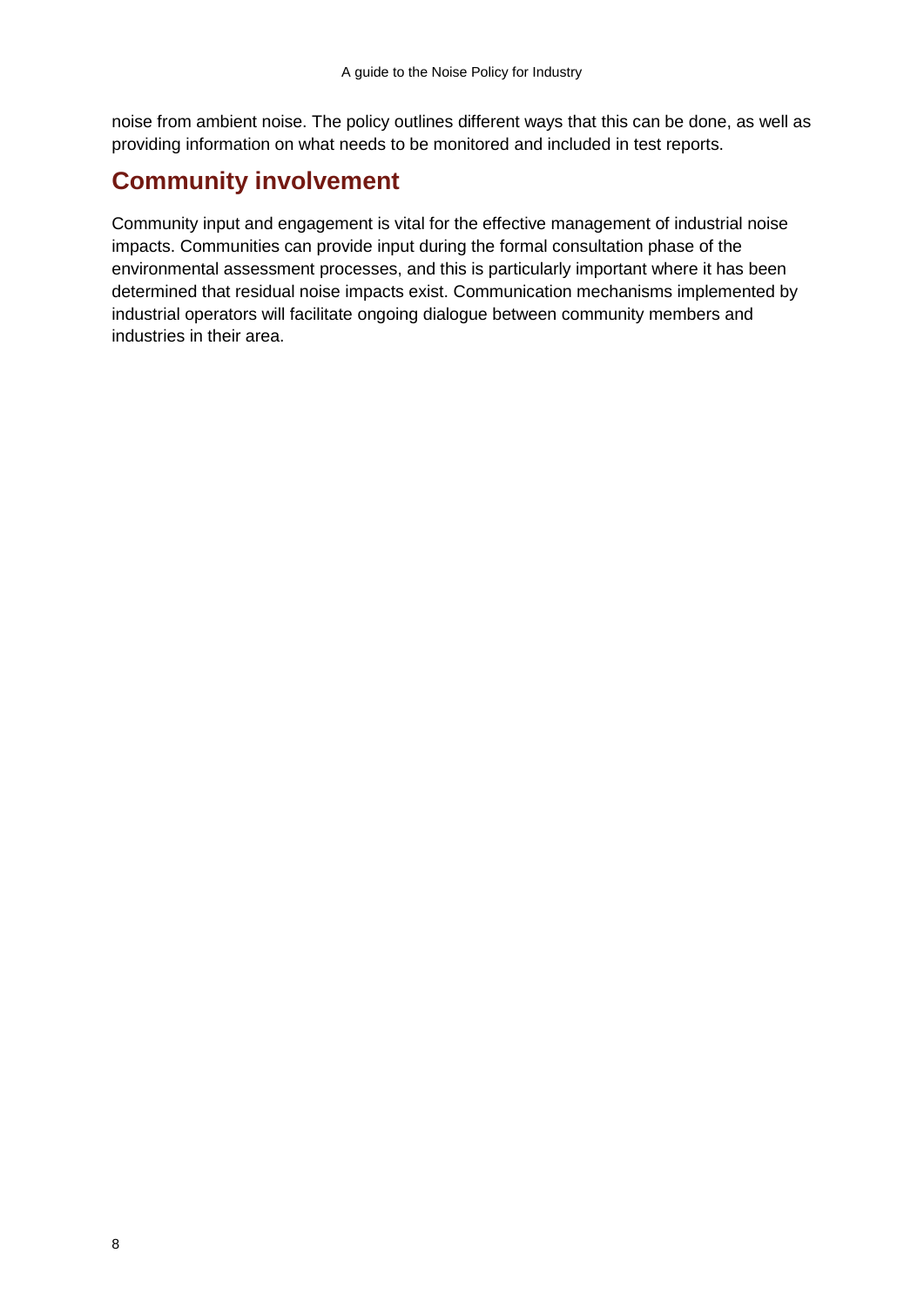noise from ambient noise. The policy outlines different ways that this can be done, as well as providing information on what needs to be monitored and included in test reports.

## Community involvement

Community input and engagement is vital for the effective management of industrial noise impacts. Communities can provide input during the formal consultation phase of the environmental assessment processes, and this is particularly important where it has been determined that residual noise impacts exist. Communication mechanisms implemented by industrial operators will facilitate ongoing dialogue between community members and industries in their area.